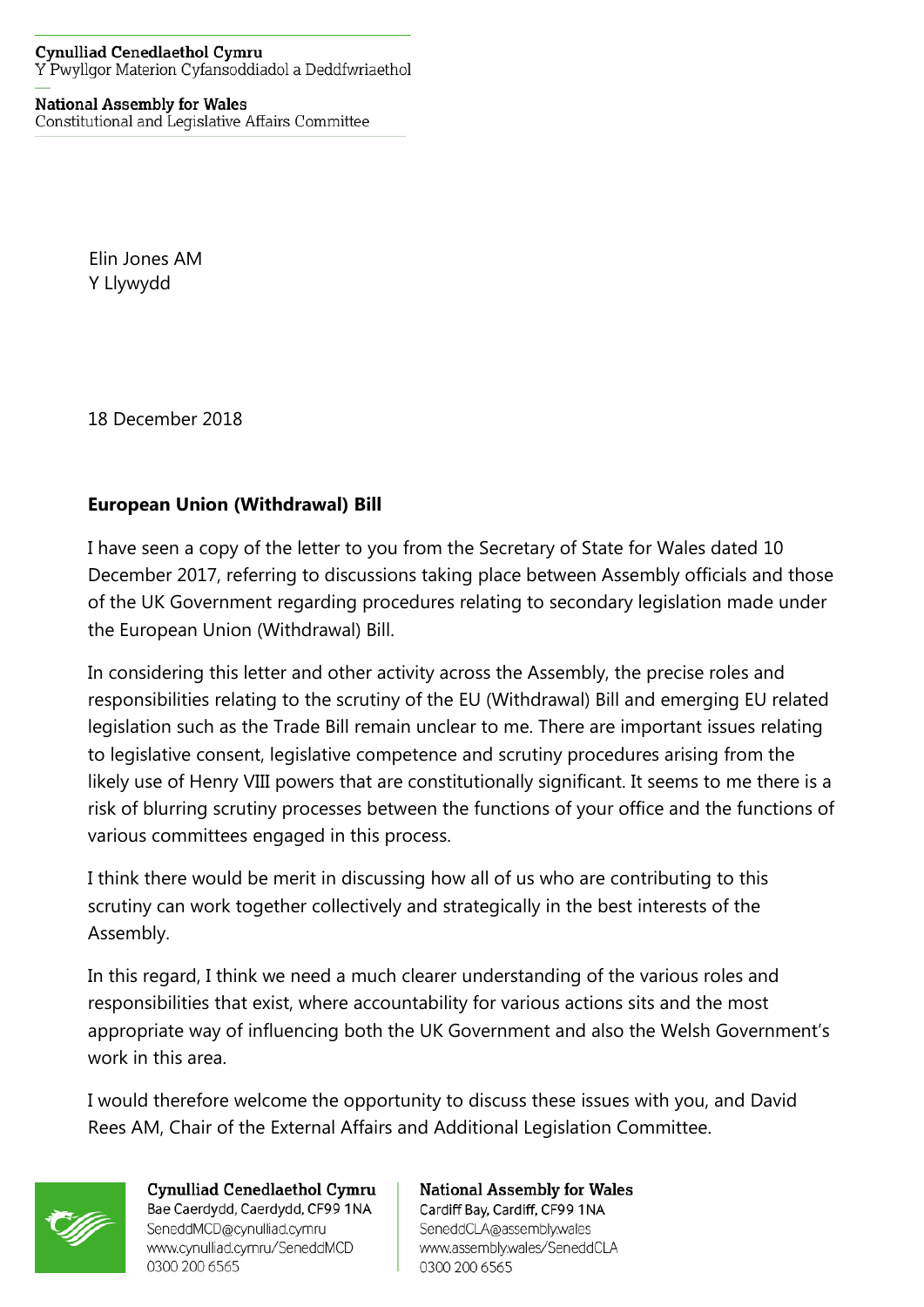Cynulliad Cenedlaethol Cymru
Y Pwyllgor Materion Cyfansoddiadol a Deddfwriaethol

National Assembly for Wales
Constitutional and Legislative Affairs Committee

Elin Jones AM
Y Llywydd

18 December 2018

**European Union (Withdrawal) Bill**

I have seen a copy of the letter to you from the Secretary of State for Wales dated 10 December 2017, referring to discussions taking place between Assembly officials and those of the UK Government regarding procedures relating to secondary legislation made under the European Union (Withdrawal) Bill.

In considering this letter and other activity across the Assembly, the precise roles and responsibilities relating to the scrutiny of the EU (Withdrawal) Bill and emerging EU related legislation such as the Trade Bill remain unclear to me. There are important issues relating to legislative consent, legislative competence and scrutiny procedures arising from the likely use of Henry VIII powers that are constitutionally significant. It seems to me there is a risk of blurring scrutiny processes between the functions of your office and the functions of various committees engaged in this process.

I think there would be merit in discussing how all of us who are contributing to this scrutiny can work together collectively and strategically in the best interests of the Assembly.

In this regard, I think we need a much clearer understanding of the various roles and responsibilities that exist, where accountability for various actions sits and the most appropriate way of influencing both the UK Government and also the Welsh Government's work in this area.

I would therefore welcome the opportunity to discuss these issues with you, and David Rees AM, Chair of the External Affairs and Additional Legislation Committee.

Cynulliad Cenedlaethol Cymru
Bae Caerdydd, Caerdydd, CF99 1NA
SeneddMCD@cynulliad.cymru
www.cynulliad.cymru/SeneddMCD
0300 200 6565

National Assembly for Wales
Cardiff Bay, Cardiff, CF99 1NA
SeneddCLA@assembly.wales
www.assembly.wales/SeneddCLA
0300 200 6565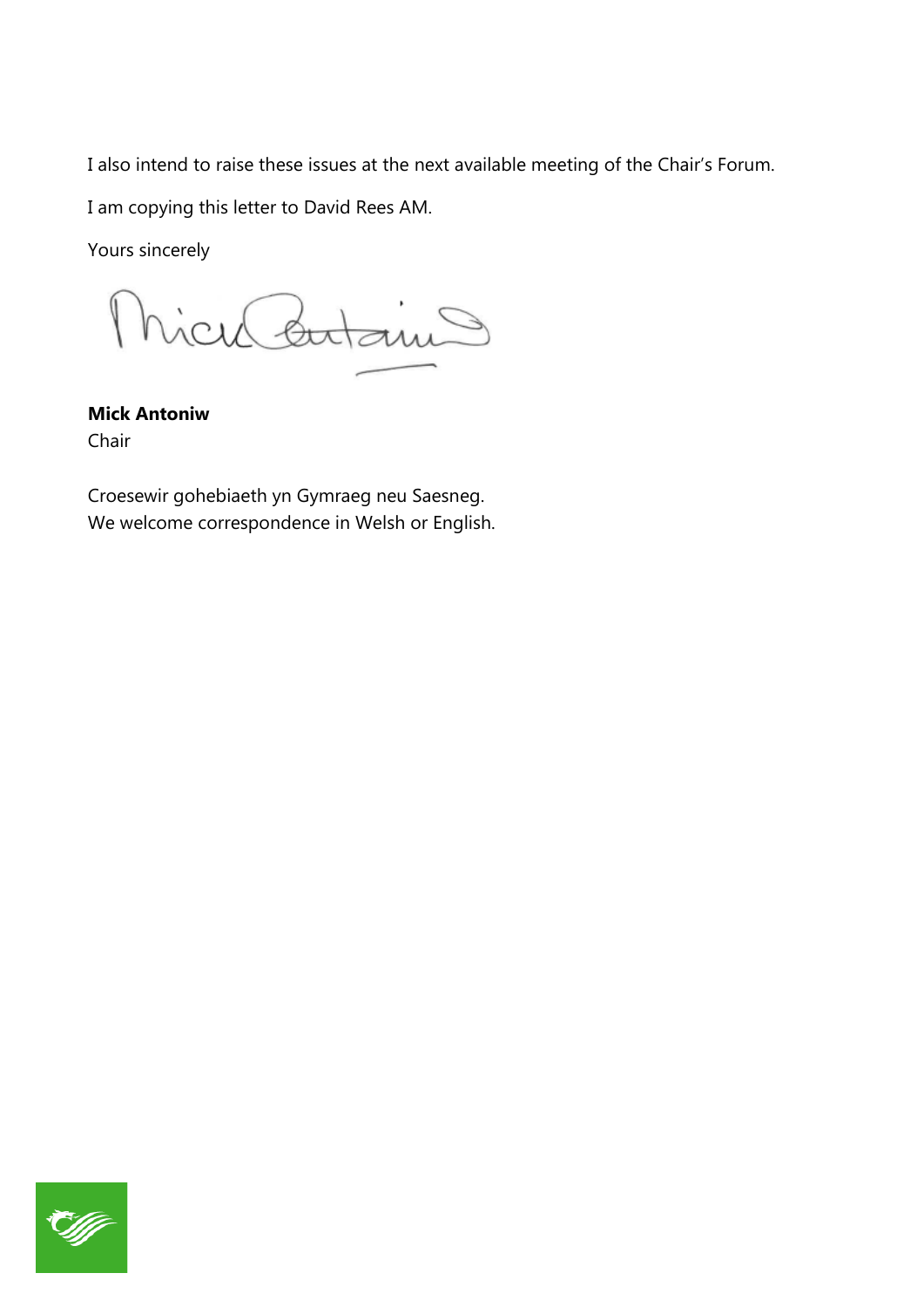I also intend to raise these issues at the next available meeting of the Chair's Forum.

I am copying this letter to David Rees AM.

Yours sincerely

**Mick Antoniw**
Chair

Croesewir gohebiaeth yn Gymraeg neu Saesneg.
We welcome correspondence in Welsh or English.